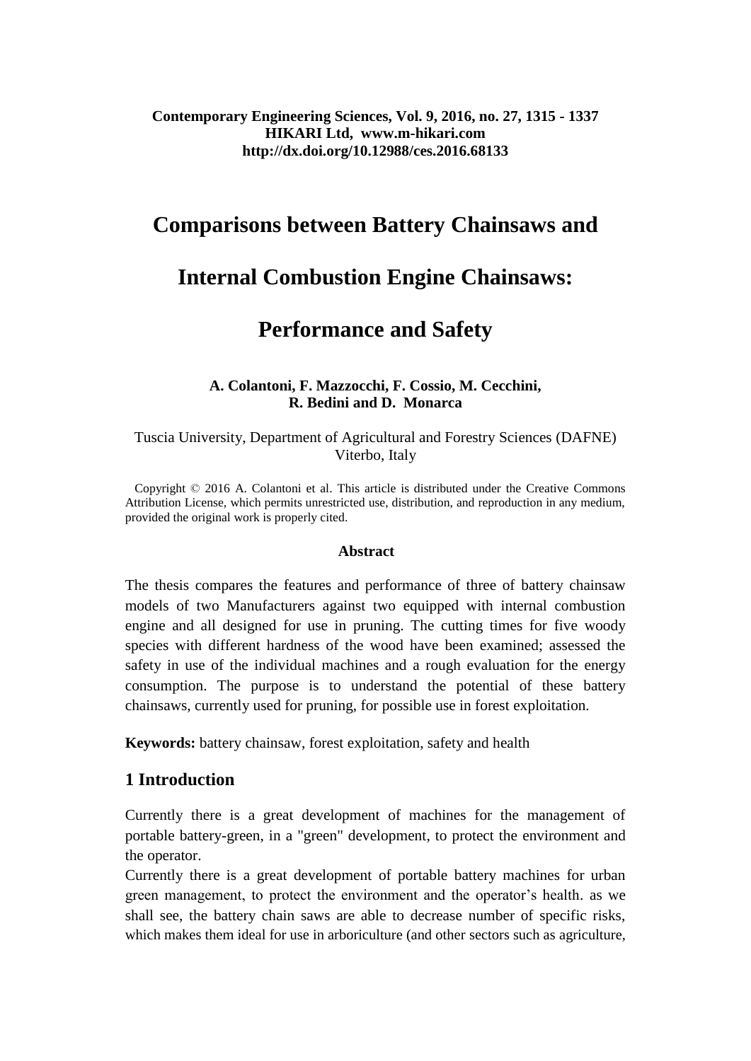# Comparisons between Battery Chainsaws and Internal Combustion Engine Chainsaws: Performance and Safety

**A. Colantoni, F. Mazzocchi, F. Cossio, M. Cecchini, R. Bedini and D. Monarca**

Tuscia University, Department of Agricultural and Forestry Sciences (DAFNE)
Viterbo, Italy

Copyright © 2016 A. Colantoni et al. This article is distributed under the Creative Commons Attribution License, which permits unrestricted use, distribution, and reproduction in any medium, provided the original work is properly cited.

### Abstract

The thesis compares the features and performance of three of battery chainsaw models of two Manufacturers against two equipped with internal combustion engine and all designed for use in pruning. The cutting times for five woody species with different hardness of the wood have been examined; assessed the safety in use of the individual machines and a rough evaluation for the energy consumption. The purpose is to understand the potential of these battery chainsaws, currently used for pruning, for possible use in forest exploitation.

**Keywords:** battery chainsaw, forest exploitation, safety and health

## 1 Introduction

Currently there is a great development of machines for the management of portable battery-green, in a "green" development, to protect the environment and the operator.

Currently there is a great development of portable battery machines for urban green management, to protect the environment and the operator's health. as we shall see, the battery chain saws are able to decrease number of specific risks, which makes them ideal for use in arboriculture (and other sectors such as agriculture,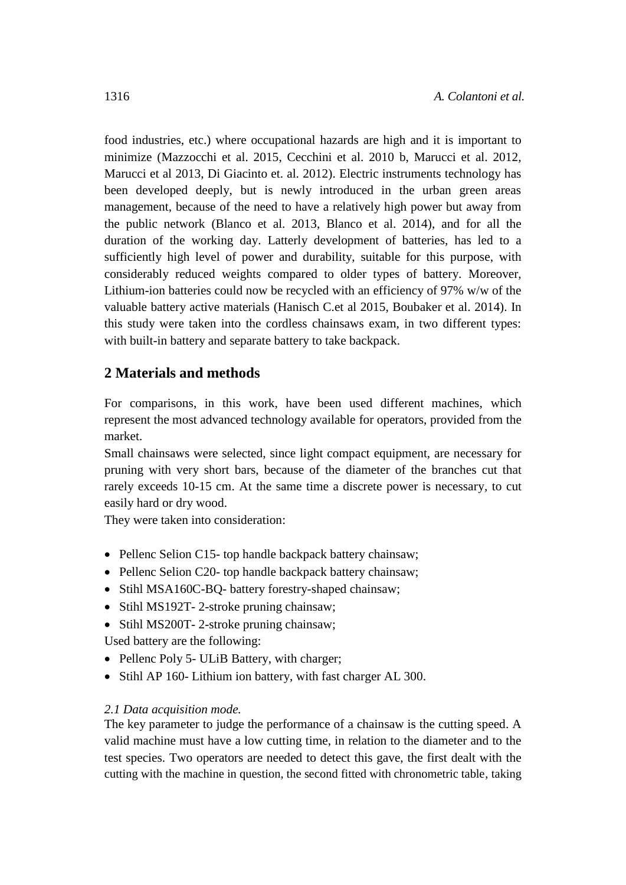food industries, etc.) where occupational hazards are high and it is important to minimize (Mazzocchi et al. 2015, Cecchini et al. 2010 b, Marucci et al. 2012, Marucci et al 2013, Di Giacinto et. al. 2012). Electric instruments technology has been developed deeply, but is newly introduced in the urban green areas management, because of the need to have a relatively high power but away from the public network (Blanco et al. 2013, Blanco et al. 2014), and for all the duration of the working day. Latterly development of batteries, has led to a sufficiently high level of power and durability, suitable for this purpose, with considerably reduced weights compared to older types of battery. Moreover, Lithium-ion batteries could now be recycled with an efficiency of 97% w/w of the valuable battery active materials (Hanisch C.et al 2015, Boubaker et al. 2014). In this study were taken into the cordless chainsaws exam, in two different types: with built-in battery and separate battery to take backpack.

## 2 Materials and methods

For comparisons, in this work, have been used different machines, which represent the most advanced technology available for operators, provided from the market.

Small chainsaws were selected, since light compact equipment, are necessary for pruning with very short bars, because of the diameter of the branches cut that rarely exceeds 10-15 cm. At the same time a discrete power is necessary, to cut easily hard or dry wood.

They were taken into consideration:

- Pellenc Selion C15- top handle backpack battery chainsaw;
- Pellenc Selion C20- top handle backpack battery chainsaw;
- Stihl MSA160C-BQ- battery forestry-shaped chainsaw;
- Stihl MS192T- 2-stroke pruning chainsaw;
- Stihl MS200T- 2-stroke pruning chainsaw;

Used battery are the following:

- Pellenc Poly 5- ULiB Battery, with charger;
- Stihl AP 160- Lithium ion battery, with fast charger AL 300.

*2.1 Data acquisition mode.*

The key parameter to judge the performance of a chainsaw is the cutting speed. A valid machine must have a low cutting time, in relation to the diameter and to the test species. Two operators are needed to detect this gave, the first dealt with the cutting with the machine in question, the second fitted with chronometric table, taking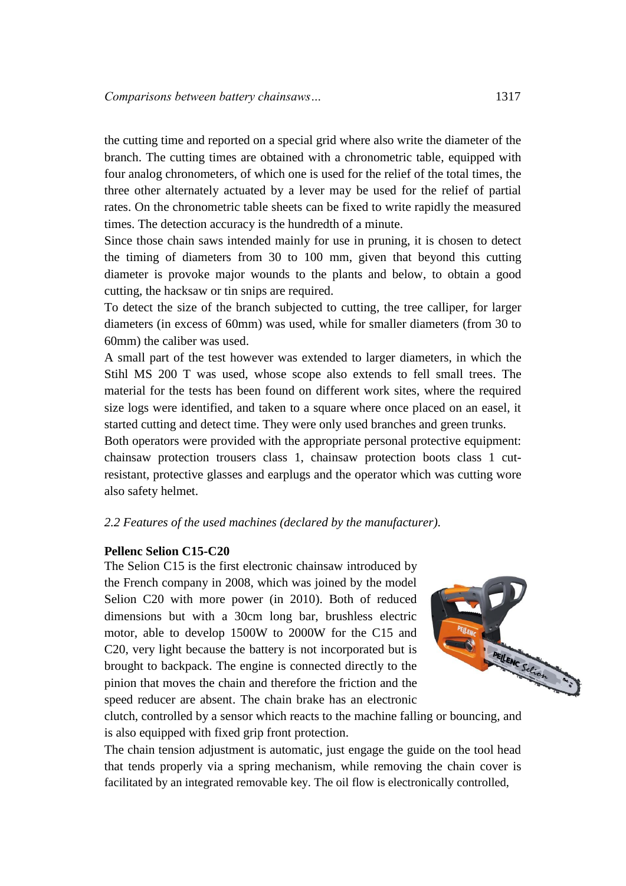the cutting time and reported on a special grid where also write the diameter of the branch. The cutting times are obtained with a chronometric table, equipped with four analog chronometers, of which one is used for the relief of the total times, the three other alternately actuated by a lever may be used for the relief of partial rates. On the chronometric table sheets can be fixed to write rapidly the measured times. The detection accuracy is the hundredth of a minute.

Since those chain saws intended mainly for use in pruning, it is chosen to detect the timing of diameters from 30 to 100 mm, given that beyond this cutting diameter is provoke major wounds to the plants and below, to obtain a good cutting, the hacksaw or tin snips are required.

To detect the size of the branch subjected to cutting, the tree calliper, for larger diameters (in excess of 60mm) was used, while for smaller diameters (from 30 to 60mm) the caliber was used.

A small part of the test however was extended to larger diameters, in which the Stihl MS 200 T was used, whose scope also extends to fell small trees. The material for the tests has been found on different work sites, where the required size logs were identified, and taken to a square where once placed on an easel, it started cutting and detect time. They were only used branches and green trunks.

Both operators were provided with the appropriate personal protective equipment: chainsaw protection trousers class 1, chainsaw protection boots class 1 cut-resistant, protective glasses and earplugs and the operator which was cutting wore also safety helmet.

*2.2 Features of the used machines (declared by the manufacturer).*

**Pellenc Selion C15-C20**

The Selion C15 is the first electronic chainsaw introduced by the French company in 2008, which was joined by the model Selion C20 with more power (in 2010). Both of reduced dimensions but with a 30cm long bar, brushless electric motor, able to develop 1500W to 2000W for the C15 and C20, very light because the battery is not incorporated but is brought to backpack. The engine is connected directly to the pinion that moves the chain and therefore the friction and the speed reducer are absent. The chain brake has an electronic clutch, controlled by a sensor which reacts to the machine falling or bouncing, and is also equipped with fixed grip front protection.

The chain tension adjustment is automatic, just engage the guide on the tool head that tends properly via a spring mechanism, while removing the chain cover is facilitated by an integrated removable key. The oil flow is electronically controlled,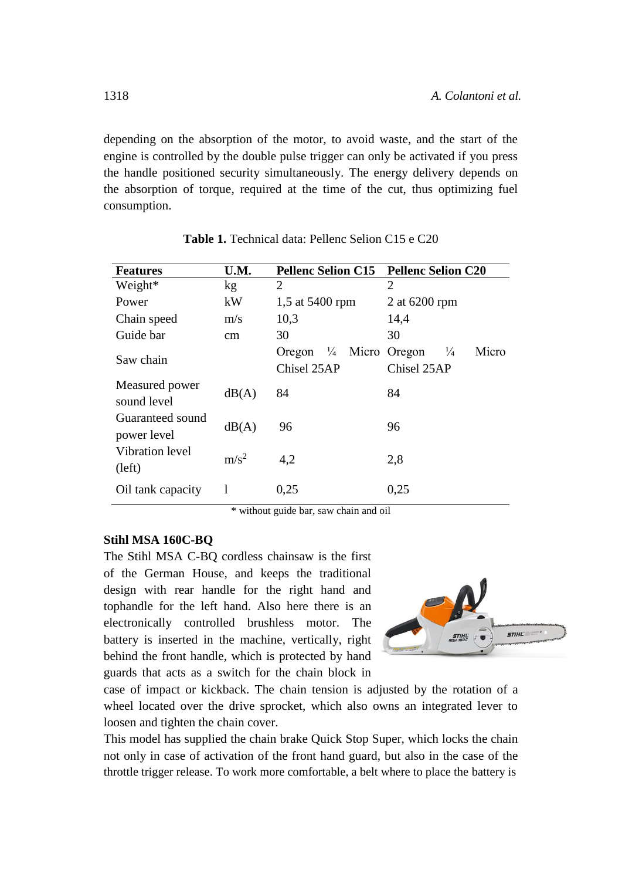depending on the absorption of the motor, to avoid waste, and the start of the engine is controlled by the double pulse trigger can only be activated if you press the handle positioned security simultaneously. The energy delivery depends on the absorption of torque, required at the time of the cut, thus optimizing fuel consumption.

**Table 1.** Technical data: Pellenc Selion C15 e C20

| Features | U.M. | Pellenc Selion C15 | Pellenc Selion C20 |
|---|---|---|---|
| Weight* | kg | 2 | 2 |
| Power | kW | 1,5 at 5400 rpm | 2 at 6200 rpm |
| Chain speed | m/s | 10,3 | 14,4 |
| Guide bar | cm | 30 | 30 |
| Saw chain | | Oregon ¼ Micro Chisel 25AP | Oregon ¼ Micro Chisel 25AP |
| Measured power sound level | dB(A) | 84 | 84 |
| Guaranteed sound power level | dB(A) | 96 | 96 |
| Vibration level (left) | $m/s^2$ | 4,2 | 2,8 |
| Oil tank capacity | l | 0,25 | 0,25 |

\* without guide bar, saw chain and oil

**Stihl MSA 160C-BQ**

The Stihl MSA C-BQ cordless chainsaw is the first of the German House, and keeps the traditional design with rear handle for the right hand and tophandle for the left hand. Also here there is an electronically controlled brushless motor. The battery is inserted in the machine, vertically, right behind the front handle, which is protected by hand guards that acts as a switch for the chain block in case of impact or kickback. The chain tension is adjusted by the rotation of a wheel located over the drive sprocket, which also owns an integrated lever to loosen and tighten the chain cover.

This model has supplied the chain brake Quick Stop Super, which locks the chain not only in case of activation of the front hand guard, but also in the case of the throttle trigger release. To work more comfortable, a belt where to place the battery is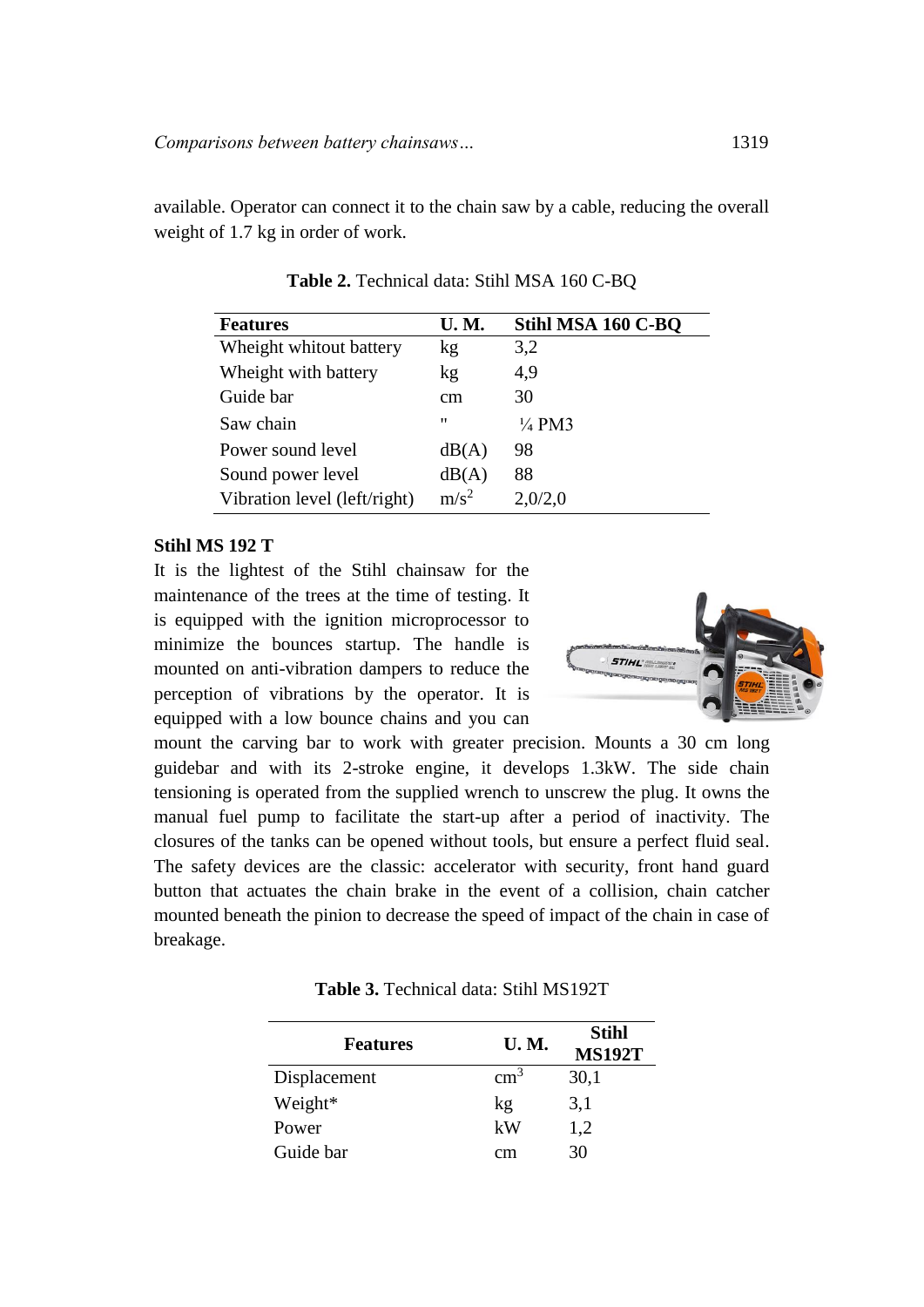available. Operator can connect it to the chain saw by a cable, reducing the overall weight of 1.7 kg in order of work.

**Table 2.** Technical data: Stihl MSA 160 C-BQ

| Features | U. M. | Stihl MSA 160 C-BQ |
|---|---|---|
| Wheight whitout battery | kg | 3,2 |
| Wheight with battery | kg | 4,9 |
| Guide bar | cm | 30 |
| Saw chain | " | ¼ PM3 |
| Power sound level | dB(A) | 98 |
| Sound power level | dB(A) | 88 |
| Vibration level (left/right) | $m/s^2$ | 2,0/2,0 |

**Stihl MS 192 T**

It is the lightest of the Stihl chainsaw for the maintenance of the trees at the time of testing. It is equipped with the ignition microprocessor to minimize the bounces startup. The handle is mounted on anti-vibration dampers to reduce the perception of vibrations by the operator. It is equipped with a low bounce chains and you can mount the carving bar to work with greater precision. Mounts a 30 cm long guidebar and with its 2-stroke engine, it develops 1.3kW. The side chain tensioning is operated from the supplied wrench to unscrew the plug. It owns the manual fuel pump to facilitate the start-up after a period of inactivity. The closures of the tanks can be opened without tools, but ensure a perfect fluid seal. The safety devices are the classic: accelerator with security, front hand guard button that actuates the chain brake in the event of a collision, chain catcher mounted beneath the pinion to decrease the speed of impact of the chain in case of breakage.

**Table 3.** Technical data: Stihl MS192T

| Features | U. M. | Stihl MS192T |
|---|---|---|
| Displacement | $cm^3$ | 30,1 |
| Weight* | kg | 3,1 |
| Power | kW | 1,2 |
| Guide bar | cm | 30 |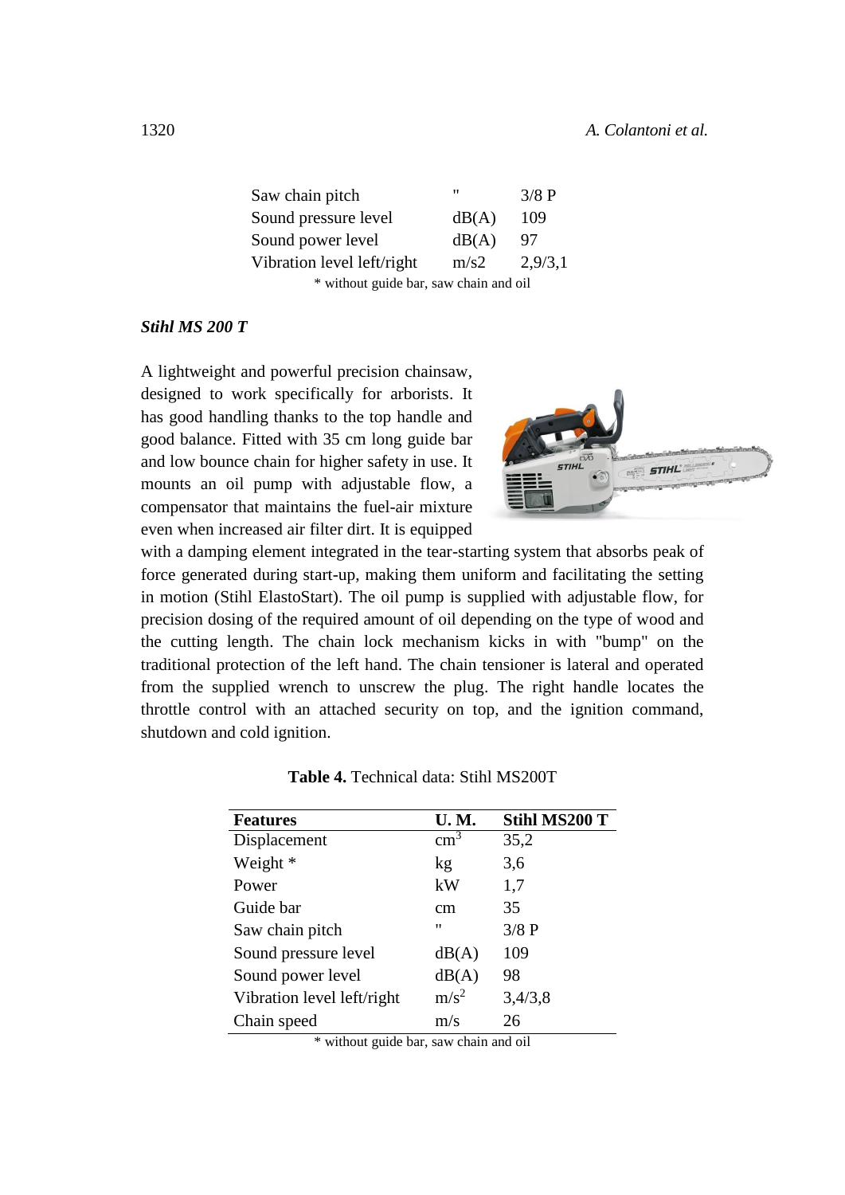| | | |
|---|---|---|
| Saw chain pitch | " | 3/8 P |
| Sound pressure level | dB(A) | 109 |
| Sound power level | dB(A) | 97 |
| Vibration level left/right | m/s2 | 2,9/3,1 |

\* without guide bar, saw chain and oil

***Stihl MS 200 T***

A lightweight and powerful precision chainsaw, designed to work specifically for arborists. It has good handling thanks to the top handle and good balance. Fitted with 35 cm long guide bar and low bounce chain for higher safety in use. It mounts an oil pump with adjustable flow, a compensator that maintains the fuel-air mixture even when increased air filter dirt. It is equipped with a damping element integrated in the tear-starting system that absorbs peak of force generated during start-up, making them uniform and facilitating the setting in motion (Stihl ElastoStart). The oil pump is supplied with adjustable flow, for precision dosing of the required amount of oil depending on the type of wood and the cutting length. The chain lock mechanism kicks in with "bump" on the traditional protection of the left hand. The chain tensioner is lateral and operated from the supplied wrench to unscrew the plug. The right handle locates the throttle control with an attached security on top, and the ignition command, shutdown and cold ignition.

**Table 4.** Technical data: Stihl MS200T

| **Features** | **U. M.** | **Stihl MS200 T** |
|---|---|---|
| Displacement | $cm^3$ | 35,2 |
| Weight * | kg | 3,6 |
| Power | kW | 1,7 |
| Guide bar | cm | 35 |
| Saw chain pitch | " | 3/8 P |
| Sound pressure level | dB(A) | 109 |
| Sound power level | dB(A) | 98 |
| Vibration level left/right | $m/s^2$ | 3,4/3,8 |
| Chain speed | m/s | 26 |

\* without guide bar, saw chain and oil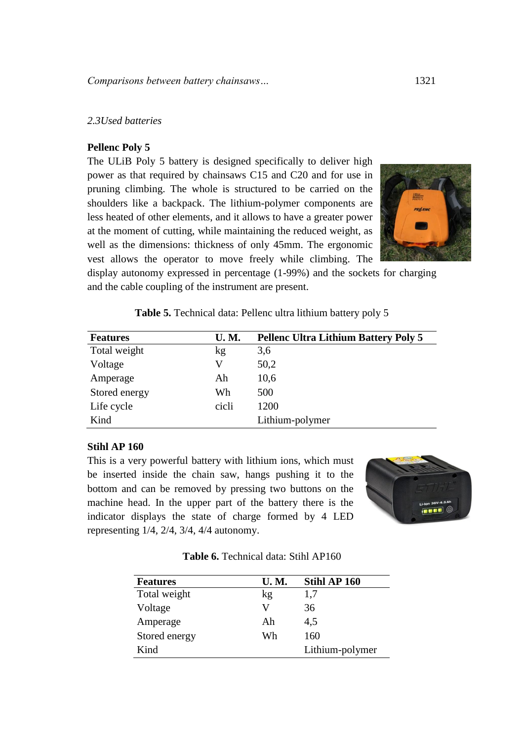### 2.3Used batteries

**Pellenc Poly 5**

The ULiB Poly 5 battery is designed specifically to deliver high power as that required by chainsaws C15 and C20 and for use in pruning climbing. The whole is structured to be carried on the shoulders like a backpack. The lithium-polymer components are less heated of other elements, and it allows to have a greater power at the moment of cutting, while maintaining the reduced weight, as well as the dimensions: thickness of only 45mm. The ergonomic vest allows the operator to move freely while climbing. The display autonomy expressed in percentage (1-99%) and the sockets for charging and the cable coupling of the instrument are present.

**Table 5.** Technical data: Pellenc ultra lithium battery poly 5

| Features | U. M. | Pellenc Ultra Lithium Battery Poly 5 |
|---|---|---|
| Total weight | kg | 3,6 |
| Voltage | V | 50,2 |
| Amperage | Ah | 10,6 |
| Stored energy | Wh | 500 |
| Life cycle | cicli | 1200 |
| Kind | | Lithium-polymer |

**Stihl AP 160**

This is a very powerful battery with lithium ions, which must be inserted inside the chain saw, hangs pushing it to the bottom and can be removed by pressing two buttons on the machine head. In the upper part of the battery there is the indicator displays the state of charge formed by 4 LED representing 1/4, 2/4, 3/4, 4/4 autonomy.

**Table 6.** Technical data: Stihl AP160

| Features | U. M. | Stihl AP 160 |
|---|---|---|
| Total weight | kg | 1,7 |
| Voltage | V | 36 |
| Amperage | Ah | 4,5 |
| Stored energy | Wh | 160 |
| Kind | | Lithium-polymer |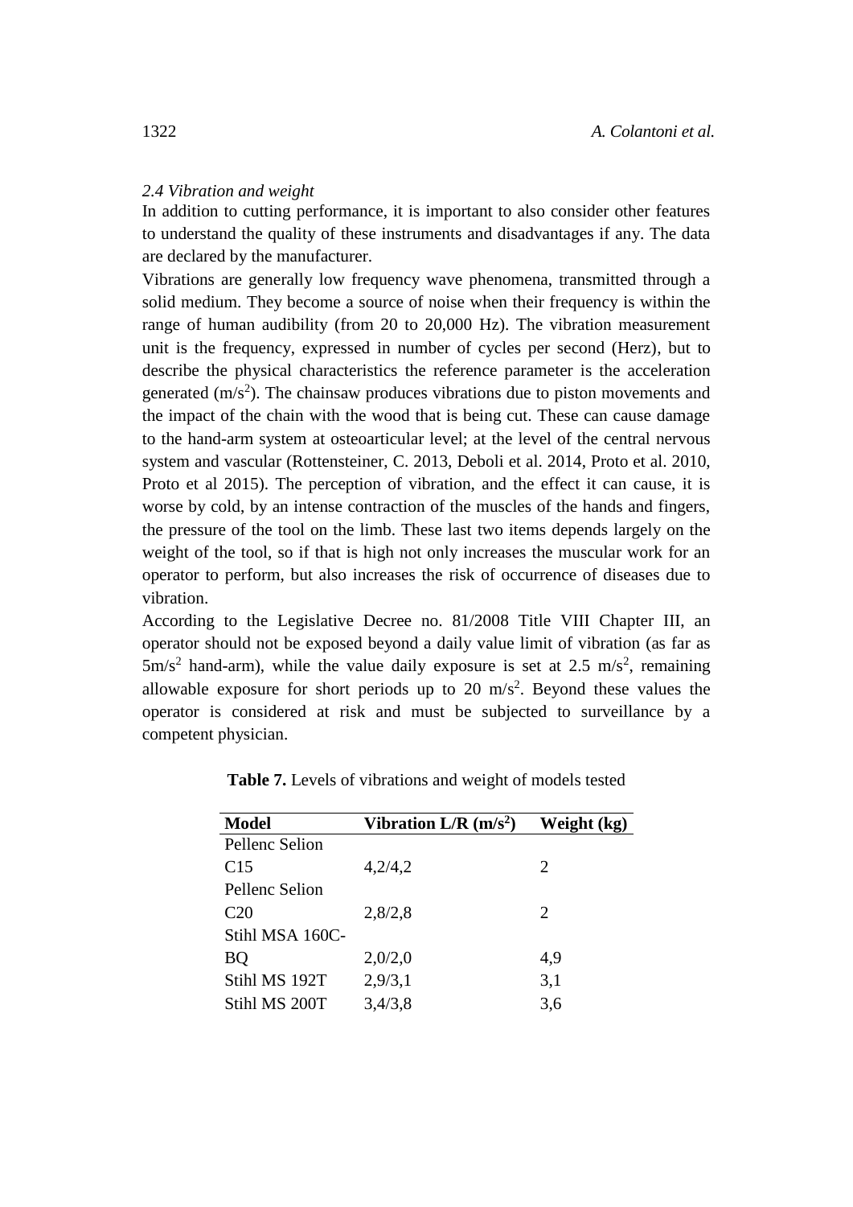*2.4 Vibration and weight*

In addition to cutting performance, it is important to also consider other features to understand the quality of these instruments and disadvantages if any. The data are declared by the manufacturer.

Vibrations are generally low frequency wave phenomena, transmitted through a solid medium. They become a source of noise when their frequency is within the range of human audibility (from 20 to 20,000 Hz). The vibration measurement unit is the frequency, expressed in number of cycles per second (Herz), but to describe the physical characteristics the reference parameter is the acceleration generated ($m/s^2$). The chainsaw produces vibrations due to piston movements and the impact of the chain with the wood that is being cut. These can cause damage to the hand-arm system at osteoarticular level; at the level of the central nervous system and vascular (Rottensteiner, C. 2013, Deboli et al. 2014, Proto et al. 2010, Proto et al 2015). The perception of vibration, and the effect it can cause, it is worse by cold, by an intense contraction of the muscles of the hands and fingers, the pressure of the tool on the limb. These last two items depends largely on the weight of the tool, so if that is high not only increases the muscular work for an operator to perform, but also increases the risk of occurrence of diseases due to vibration.

According to the Legislative Decree no. 81/2008 Title VIII Chapter III, an operator should not be exposed beyond a daily value limit of vibration (as far as $5m/s^2$ hand-arm), while the value daily exposure is set at 2.5 $m/s^2$, remaining allowable exposure for short periods up to 20 $m/s^2$. Beyond these values the operator is considered at risk and must be subjected to surveillance by a competent physician.

**Table 7.** Levels of vibrations and weight of models tested

| Model | Vibration L/R ($m/s^2$) | Weight (kg) |
|---|---|---|
| Pellenc Selion C15 | 4,2/4,2 | 2 |
| Pellenc Selion C20 | 2,8/2,8 | 2 |
| Stihl MSA 160C-BQ | 2,0/2,0 | 4,9 |
| Stihl MS 192T | 2,9/3,1 | 3,1 |
| Stihl MS 200T | 3,4/3,8 | 3,6 |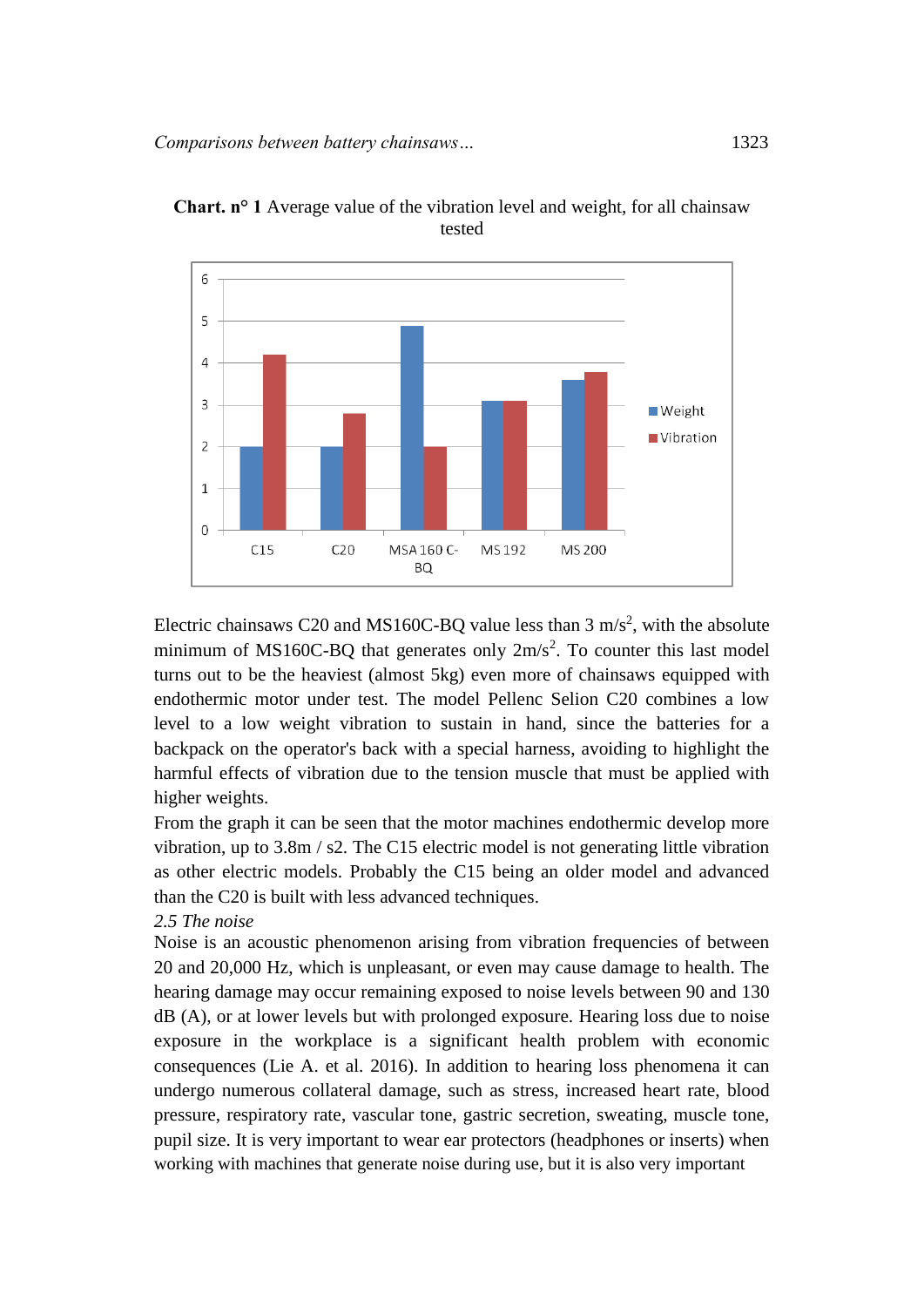**Chart. n° 1** Average value of the vibration level and weight, for all chainsaw tested

Electric chainsaws C20 and MS160C-BQ value less than 3 m/s$^2$, with the absolute minimum of MS160C-BQ that generates only 2m/s$^2$. To counter this last model turns out to be the heaviest (almost 5kg) even more of chainsaws equipped with endothermic motor under test. The model Pellenc Selion C20 combines a low level to a low weight vibration to sustain in hand, since the batteries for a backpack on the operator's back with a special harness, avoiding to highlight the harmful effects of vibration due to the tension muscle that must be applied with higher weights.

From the graph it can be seen that the motor machines endothermic develop more vibration, up to 3.8m / s2. The C15 electric model is not generating little vibration as other electric models. Probably the C15 being an older model and advanced than the C20 is built with less advanced techniques.

*2.5 The noise*

Noise is an acoustic phenomenon arising from vibration frequencies of between 20 and 20,000 Hz, which is unpleasant, or even may cause damage to health. The hearing damage may occur remaining exposed to noise levels between 90 and 130 dB (A), or at lower levels but with prolonged exposure. Hearing loss due to noise exposure in the workplace is a significant health problem with economic consequences (Lie A. et al. 2016). In addition to hearing loss phenomena it can undergo numerous collateral damage, such as stress, increased heart rate, blood pressure, respiratory rate, vascular tone, gastric secretion, sweating, muscle tone, pupil size. It is very important to wear ear protectors (headphones or inserts) when working with machines that generate noise during use, but it is also very important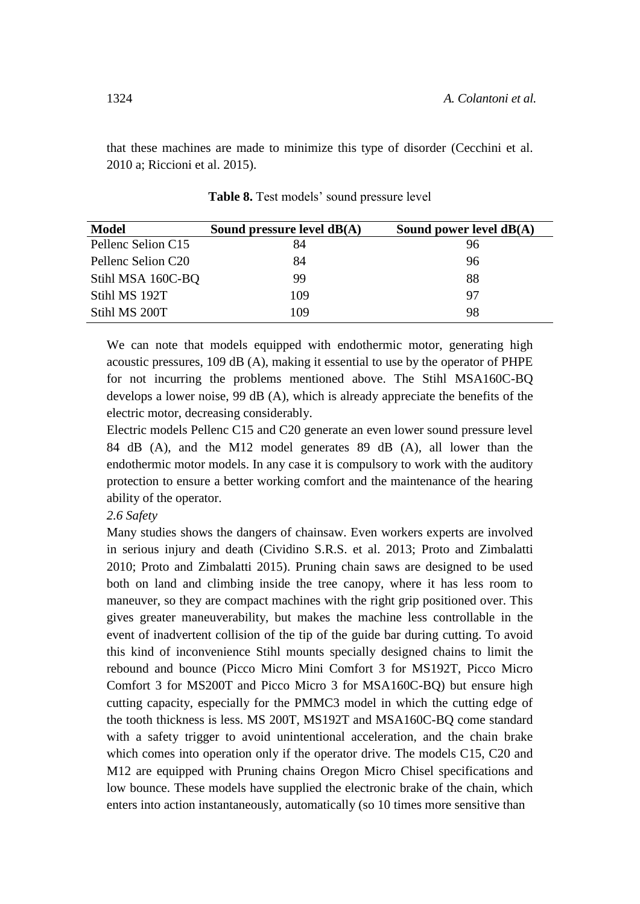that these machines are made to minimize this type of disorder (Cecchini et al. 2010 a; Riccioni et al. 2015).

**Table 8.** Test models' sound pressure level

| Model | Sound pressure level dB(A) | Sound power level dB(A) |
|---|---|---|
| Pellenc Selion C15 | 84 | 96 |
| Pellenc Selion C20 | 84 | 96 |
| Stihl MSA 160C-BQ | 99 | 88 |
| Stihl MS 192T | 109 | 97 |
| Stihl MS 200T | 109 | 98 |

We can note that models equipped with endothermic motor, generating high acoustic pressures, 109 dB (A), making it essential to use by the operator of PHPE for not incurring the problems mentioned above. The Stihl MSA160C-BQ develops a lower noise, 99 dB (A), which is already appreciate the benefits of the electric motor, decreasing considerably.

Electric models Pellenc C15 and C20 generate an even lower sound pressure level 84 dB (A), and the M12 model generates 89 dB (A), all lower than the endothermic motor models. In any case it is compulsory to work with the auditory protection to ensure a better working comfort and the maintenance of the hearing ability of the operator.

### *2.6 Safety*

Many studies shows the dangers of chainsaw. Even workers experts are involved in serious injury and death (Cividino S.R.S. et al. 2013; Proto and Zimbalatti 2010; Proto and Zimbalatti 2015). Pruning chain saws are designed to be used both on land and climbing inside the tree canopy, where it has less room to maneuver, so they are compact machines with the right grip positioned over. This gives greater maneuverability, but makes the machine less controllable in the event of inadvertent collision of the tip of the guide bar during cutting. To avoid this kind of inconvenience Stihl mounts specially designed chains to limit the rebound and bounce (Picco Micro Mini Comfort 3 for MS192T, Picco Micro Comfort 3 for MS200T and Picco Micro 3 for MSA160C-BQ) but ensure high cutting capacity, especially for the PMMC3 model in which the cutting edge of the tooth thickness is less. MS 200T, MS192T and MSA160C-BQ come standard with a safety trigger to avoid unintentional acceleration, and the chain brake which comes into operation only if the operator drive. The models C15, C20 and M12 are equipped with Pruning chains Oregon Micro Chisel specifications and low bounce. These models have supplied the electronic brake of the chain, which enters into action instantaneously, automatically (so 10 times more sensitive than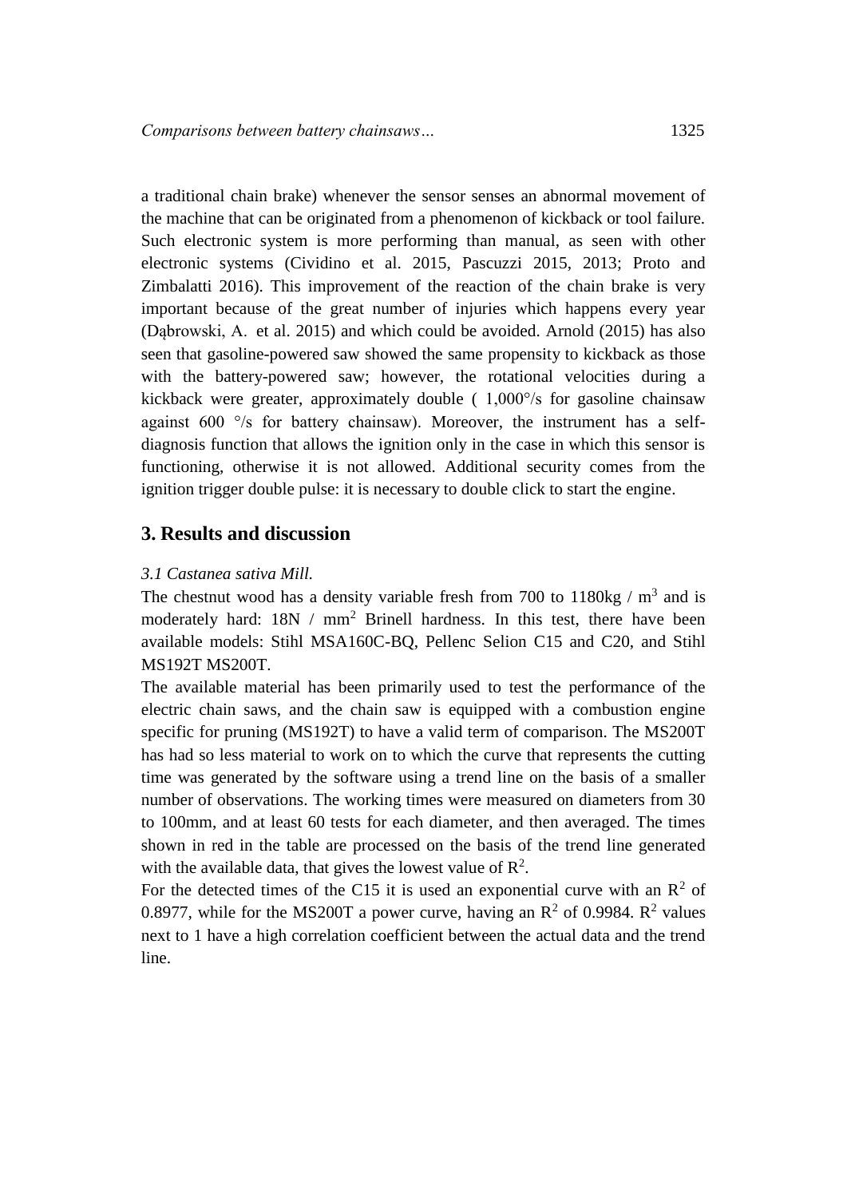a traditional chain brake) whenever the sensor senses an abnormal movement of the machine that can be originated from a phenomenon of kickback or tool failure. Such electronic system is more performing than manual, as seen with other electronic systems (Cividino et al. 2015, Pascuzzi 2015, 2013; Proto and Zimbalatti 2016). This improvement of the reaction of the chain brake is very important because of the great number of injuries which happens every year (Dąbrowski, A. et al. 2015) and which could be avoided. Arnold (2015) has also seen that gasoline-powered saw showed the same propensity to kickback as those with the battery-powered saw; however, the rotational velocities during a kickback were greater, approximately double ( 1,000°/s for gasoline chainsaw against 600 °/s for battery chainsaw). Moreover, the instrument has a self-diagnosis function that allows the ignition only in the case in which this sensor is functioning, otherwise it is not allowed. Additional security comes from the ignition trigger double pulse: it is necessary to double click to start the engine.

## 3. Results and discussion

*3.1 Castanea sativa Mill.*

The chestnut wood has a density variable fresh from 700 to 1180kg / m$^3$ and is moderately hard: 18N / mm$^2$ Brinell hardness. In this test, there have been available models: Stihl MSA160C-BQ, Pellenc Selion C15 and C20, and Stihl MS192T MS200T.

The available material has been primarily used to test the performance of the electric chain saws, and the chain saw is equipped with a combustion engine specific for pruning (MS192T) to have a valid term of comparison. The MS200T has had so less material to work on to which the curve that represents the cutting time was generated by the software using a trend line on the basis of a smaller number of observations. The working times were measured on diameters from 30 to 100mm, and at least 60 tests for each diameter, and then averaged. The times shown in red in the table are processed on the basis of the trend line generated with the available data, that gives the lowest value of $R^2$.

For the detected times of the C15 it is used an exponential curve with an $R^2$ of 0.8977, while for the MS200T a power curve, having an $R^2$ of 0.9984. $R^2$ values next to 1 have a high correlation coefficient between the actual data and the trend line.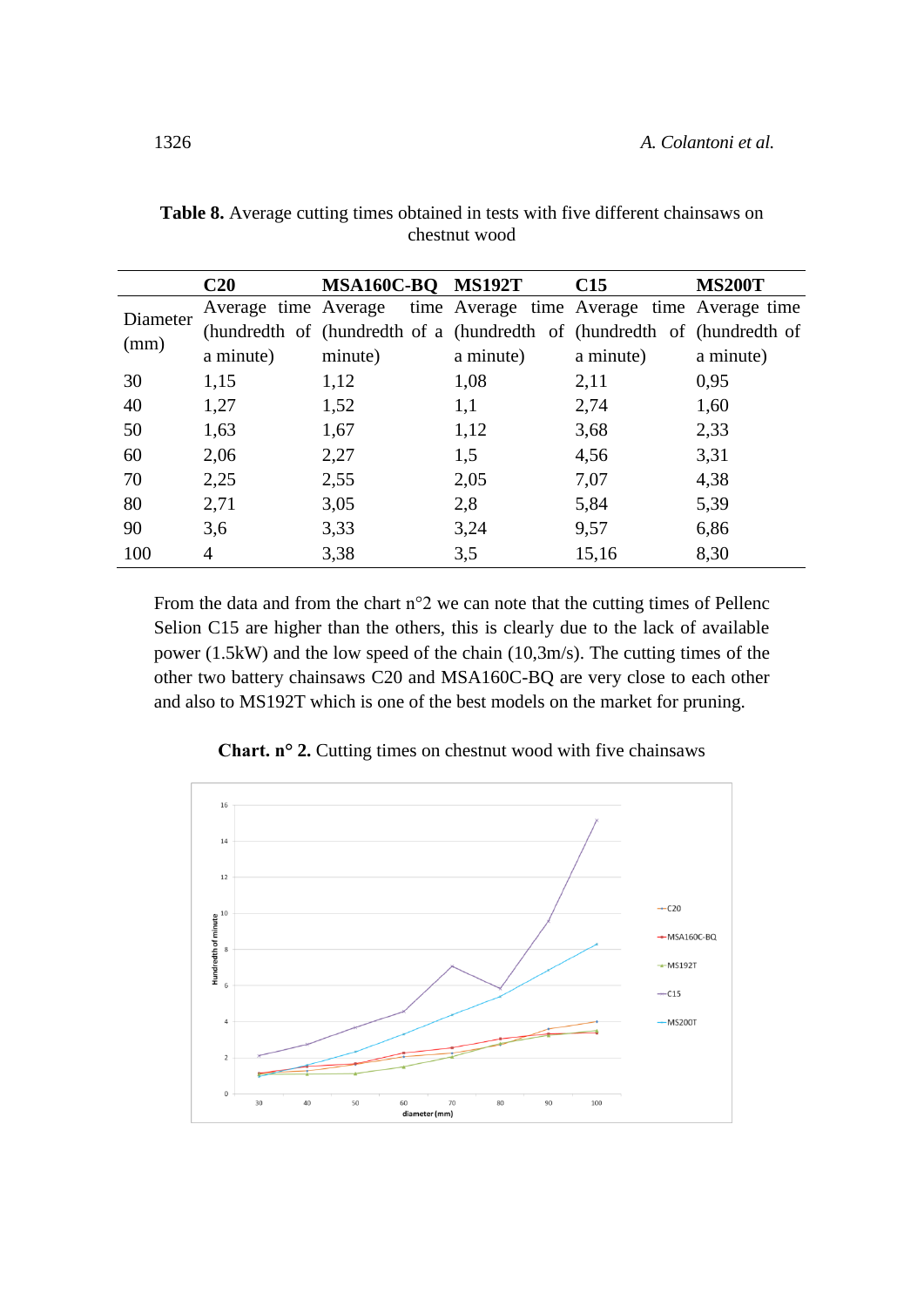**Table 8.** Average cutting times obtained in tests with five different chainsaws on chestnut wood

| | C20 | MSA160C-BQ | MS192T | C15 | MS200T |
|---|---|---|---|---|---|
| Diameter (mm) | Average time (hundredth of a minute) | Average time (hundredth of a minute) | Average time (hundredth of a minute) | Average time (hundredth of a minute) | Average time (hundredth of a minute) |
| 30 | 1,15 | 1,12 | 1,08 | 2,11 | 0,95 |
| 40 | 1,27 | 1,52 | 1,1 | 2,74 | 1,60 |
| 50 | 1,63 | 1,67 | 1,12 | 3,68 | 2,33 |
| 60 | 2,06 | 2,27 | 1,5 | 4,56 | 3,31 |
| 70 | 2,25 | 2,55 | 2,05 | 7,07 | 4,38 |
| 80 | 2,71 | 3,05 | 2,8 | 5,84 | 5,39 |
| 90 | 3,6 | 3,33 | 3,24 | 9,57 | 6,86 |
| 100 | 4 | 3,38 | 3,5 | 15,16 | 8,30 |

From the data and from the chart n°2 we can note that the cutting times of Pellenc Selion C15 are higher than the others, this is clearly due to the lack of available power (1.5kW) and the low speed of the chain (10,3m/s). The cutting times of the other two battery chainsaws C20 and MSA160C-BQ are very close to each other and also to MS192T which is one of the best models on the market for pruning.

**Chart. n° 2.** Cutting times on chestnut wood with five chainsaws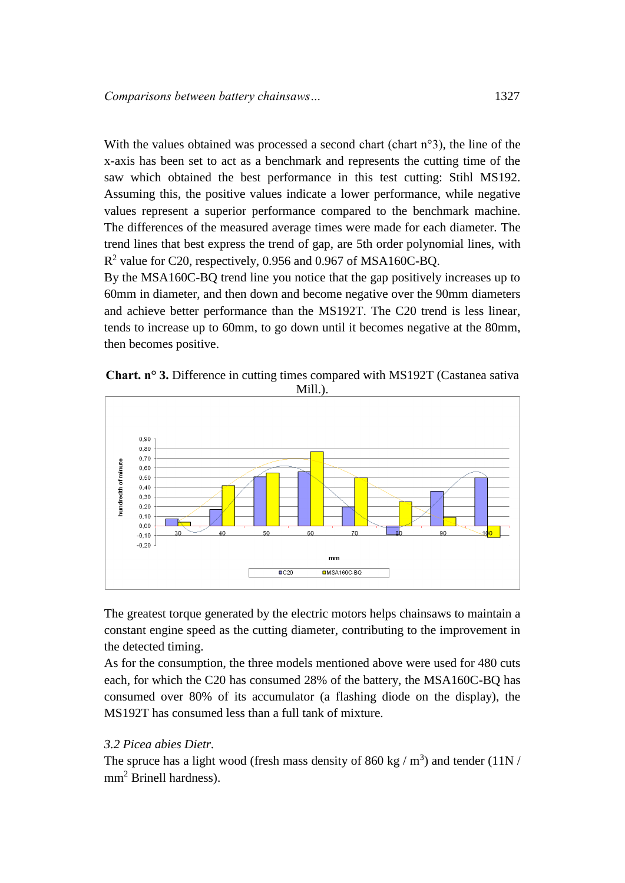With the values obtained was processed a second chart (chart n°3), the line of the x-axis has been set to act as a benchmark and represents the cutting time of the saw which obtained the best performance in this test cutting: Stihl MS192. Assuming this, the positive values indicate a lower performance, while negative values represent a superior performance compared to the benchmark machine. The differences of the measured average times were made for each diameter. The trend lines that best express the trend of gap, are 5th order polynomial lines, with $R^2$ value for C20, respectively, 0.956 and 0.967 of MSA160C-BQ.

By the MSA160C-BQ trend line you notice that the gap positively increases up to 60mm in diameter, and then down and become negative over the 90mm diameters and achieve better performance than the MS192T. The C20 trend is less linear, tends to increase up to 60mm, to go down until it becomes negative at the 80mm, then becomes positive.

**Chart. n° 3.** Difference in cutting times compared with MS192T (Castanea sativa Mill.).

The greatest torque generated by the electric motors helps chainsaws to maintain a constant engine speed as the cutting diameter, contributing to the improvement in the detected timing.

As for the consumption, the three models mentioned above were used for 480 cuts each, for which the C20 has consumed 28% of the battery, the MSA160C-BQ has consumed over 80% of its accumulator (a flashing diode on the display), the MS192T has consumed less than a full tank of mixture.

### *3.2 Picea abies Dietr.*

The spruce has a light wood (fresh mass density of 860 kg / $m^3$) and tender (11N / $mm^2$ Brinell hardness).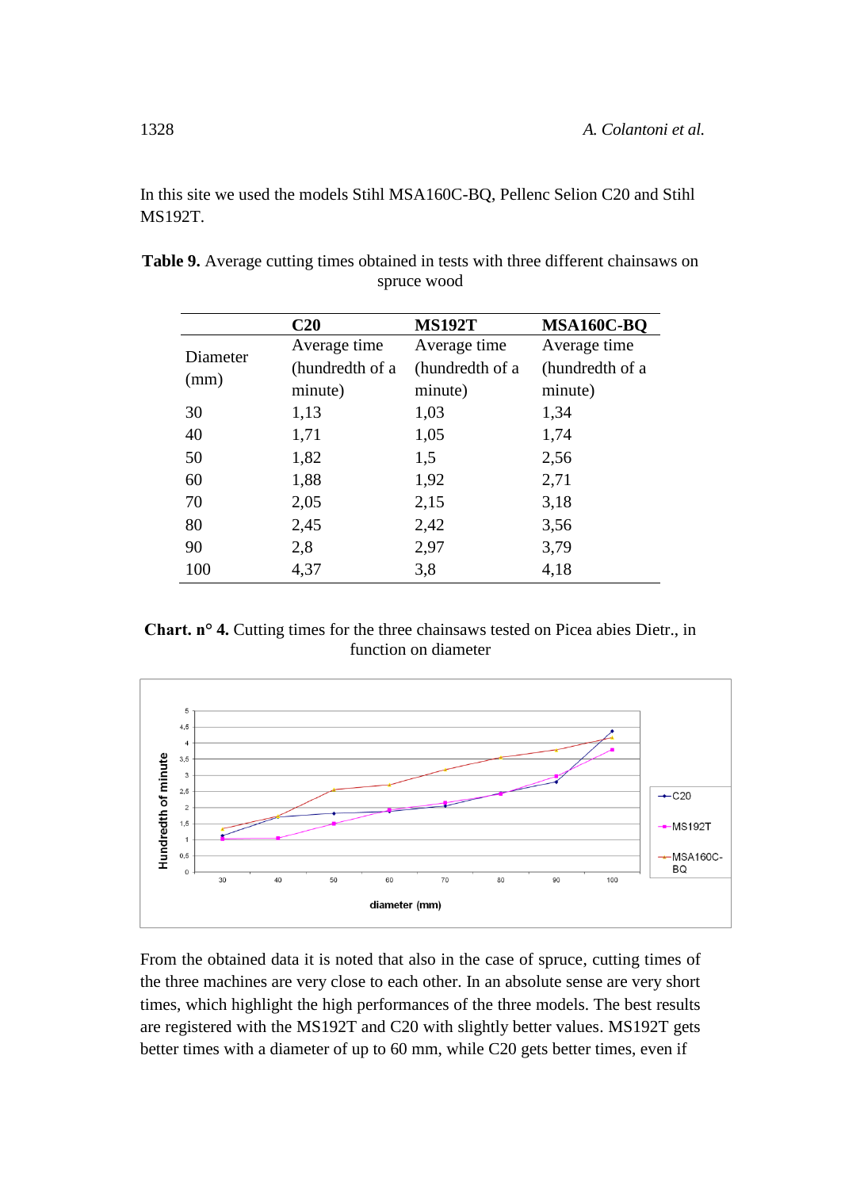In this site we used the models Stihl MSA160C-BQ, Pellenc Selion C20 and Stihl MS192T.

**Table 9.** Average cutting times obtained in tests with three different chainsaws on spruce wood

| | C20 | MS192T | MSA160C-BQ |
|---|---|---|---|
| Diameter (mm) | Average time (hundredth of a minute) | Average time (hundredth of a minute) | Average time (hundredth of a minute) |
| 30 | 1,13 | 1,03 | 1,34 |
| 40 | 1,71 | 1,05 | 1,74 |
| 50 | 1,82 | 1,5 | 2,56 |
| 60 | 1,88 | 1,92 | 2,71 |
| 70 | 2,05 | 2,15 | 3,18 |
| 80 | 2,45 | 2,42 | 3,56 |
| 90 | 2,8 | 2,97 | 3,79 |
| 100 | 4,37 | 3,8 | 4,18 |

**Chart. n° 4.** Cutting times for the three chainsaws tested on Picea abies Dietr., in function on diameter

From the obtained data it is noted that also in the case of spruce, cutting times of the three machines are very close to each other. In an absolute sense are very short times, which highlight the high performances of the three models. The best results are registered with the MS192T and C20 with slightly better values. MS192T gets better times with a diameter of up to 60 mm, while C20 gets better times, even if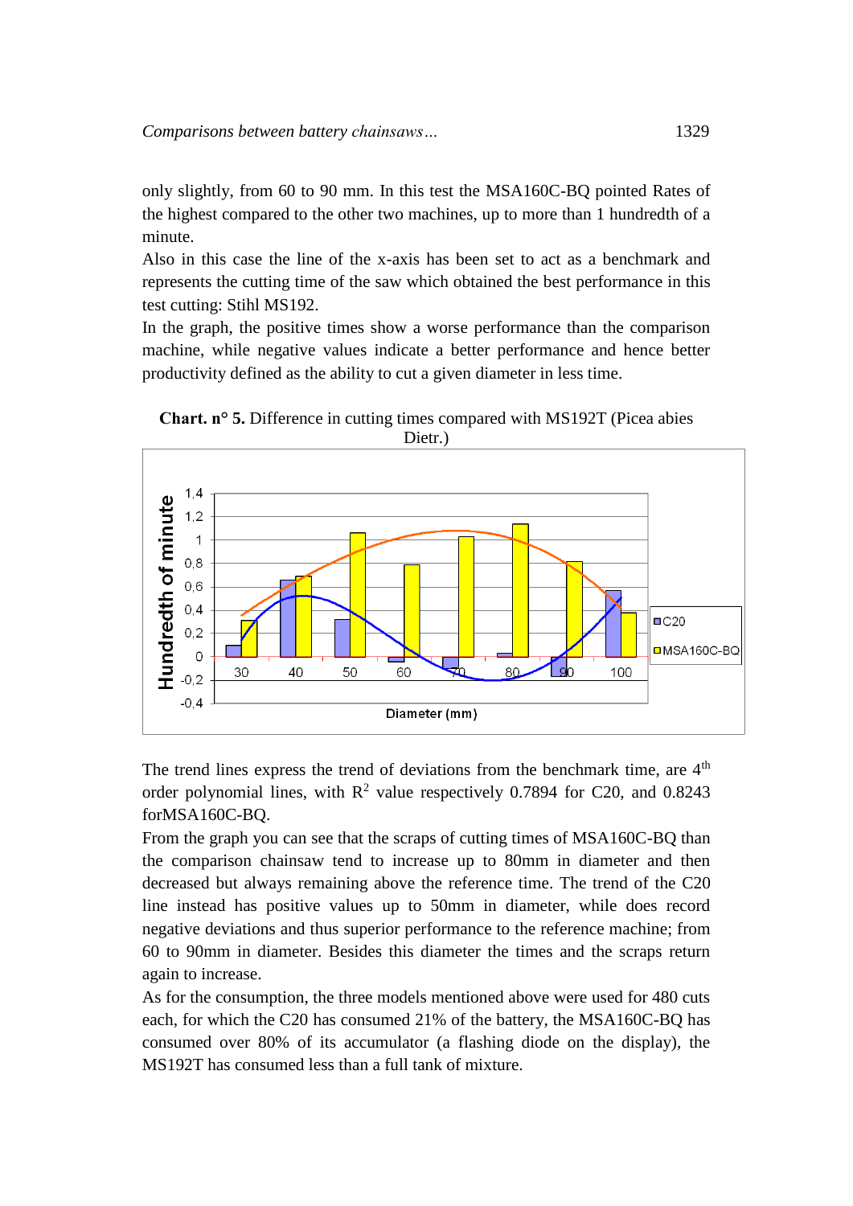only slightly, from 60 to 90 mm. In this test the MSA160C-BQ pointed Rates of the highest compared to the other two machines, up to more than 1 hundredth of a minute.

Also in this case the line of the x-axis has been set to act as a benchmark and represents the cutting time of the saw which obtained the best performance in this test cutting: Stihl MS192.

In the graph, the positive times show a worse performance than the comparison machine, while negative values indicate a better performance and hence better productivity defined as the ability to cut a given diameter in less time.

**Chart. n° 5.** Difference in cutting times compared with MS192T (Picea abies Dietr.)

The trend lines express the trend of deviations from the benchmark time, are 4th order polynomial lines, with $R^2$ value respectively 0.7894 for C20, and 0.8243 forMSA160C-BQ.

From the graph you can see that the scraps of cutting times of MSA160C-BQ than the comparison chainsaw tend to increase up to 80mm in diameter and then decreased but always remaining above the reference time. The trend of the C20 line instead has positive values up to 50mm in diameter, while does record negative deviations and thus superior performance to the reference machine; from 60 to 90mm in diameter. Besides this diameter the times and the scraps return again to increase.

As for the consumption, the three models mentioned above were used for 480 cuts each, for which the C20 has consumed 21% of the battery, the MSA160C-BQ has consumed over 80% of its accumulator (a flashing diode on the display), the MS192T has consumed less than a full tank of mixture.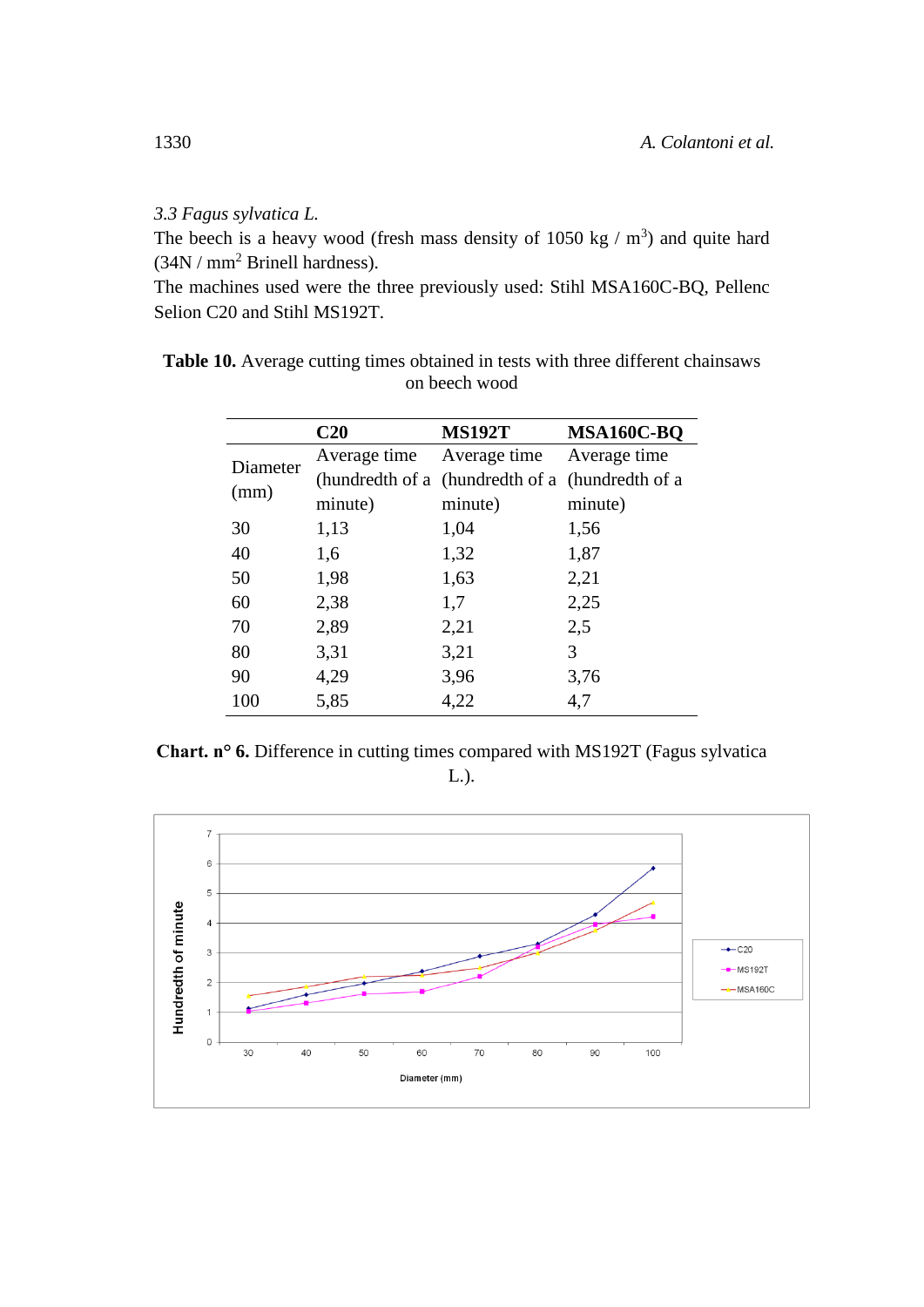### 3.3 *Fagus sylvatica L.*

The beech is a heavy wood (fresh mass density of 1050 kg / m$^3$) and quite hard (34N / mm$^2$ Brinell hardness).

The machines used were the three previously used: Stihl MSA160C-BQ, Pellenc Selion C20 and Stihl MS192T.

**Table 10.** Average cutting times obtained in tests with three different chainsaws on beech wood

| | C20 | MS192T | MSA160C-BQ |
|---|---|---|---|
| Diameter (mm) | Average time (hundredth of a minute) | Average time (hundredth of a minute) | Average time (hundredth of a minute) |
| 30 | 1,13 | 1,04 | 1,56 |
| 40 | 1,6 | 1,32 | 1,87 |
| 50 | 1,98 | 1,63 | 2,21 |
| 60 | 2,38 | 1,7 | 2,25 |
| 70 | 2,89 | 2,21 | 2,5 |
| 80 | 3,31 | 3,21 | 3 |
| 90 | 4,29 | 3,96 | 3,76 |
| 100 | 5,85 | 4,22 | 4,7 |

**Chart. n° 6.** Difference in cutting times compared with MS192T (Fagus sylvatica L.).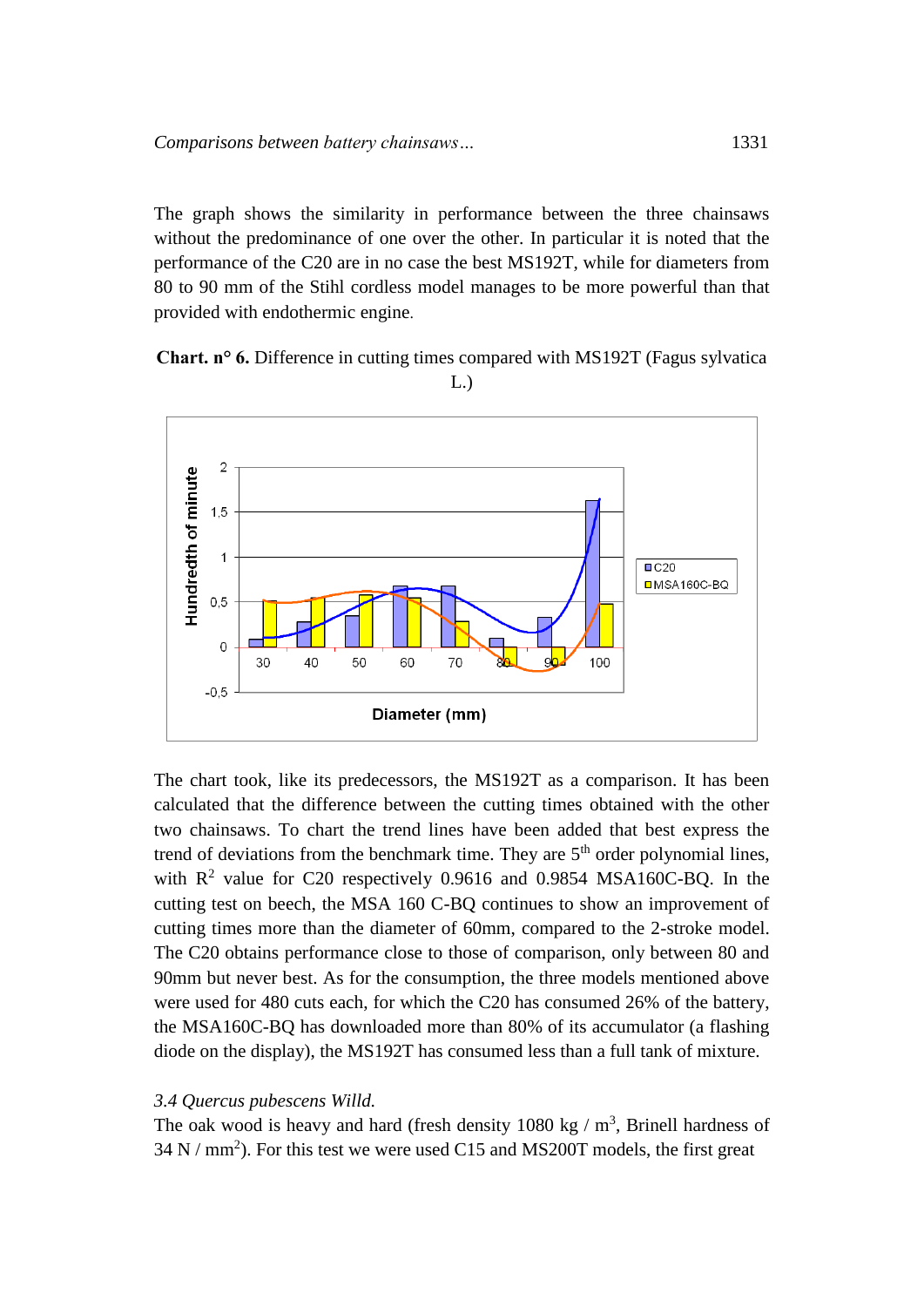The graph shows the similarity in performance between the three chainsaws without the predominance of one over the other. In particular it is noted that the performance of the C20 are in no case the best MS192T, while for diameters from 80 to 90 mm of the Stihl cordless model manages to be more powerful than that provided with endothermic engine.

**Chart. n° 6.** Difference in cutting times compared with MS192T (Fagus sylvatica L.)

The chart took, like its predecessors, the MS192T as a comparison. It has been calculated that the difference between the cutting times obtained with the other two chainsaws. To chart the trend lines have been added that best express the trend of deviations from the benchmark time. They are 5th order polynomial lines, with $R^2$ value for C20 respectively 0.9616 and 0.9854 MSA160C-BQ. In the cutting test on beech, the MSA 160 C-BQ continues to show an improvement of cutting times more than the diameter of 60mm, compared to the 2-stroke model. The C20 obtains performance close to those of comparison, only between 80 and 90mm but never best. As for the consumption, the three models mentioned above were used for 480 cuts each, for which the C20 has consumed 26% of the battery, the MSA160C-BQ has downloaded more than 80% of its accumulator (a flashing diode on the display), the MS192T has consumed less than a full tank of mixture.

*3.4 Quercus pubescens Willd.*

The oak wood is heavy and hard (fresh density 1080 kg / $m^3$, Brinell hardness of 34 N / $mm^2$). For this test we were used C15 and MS200T models, the first great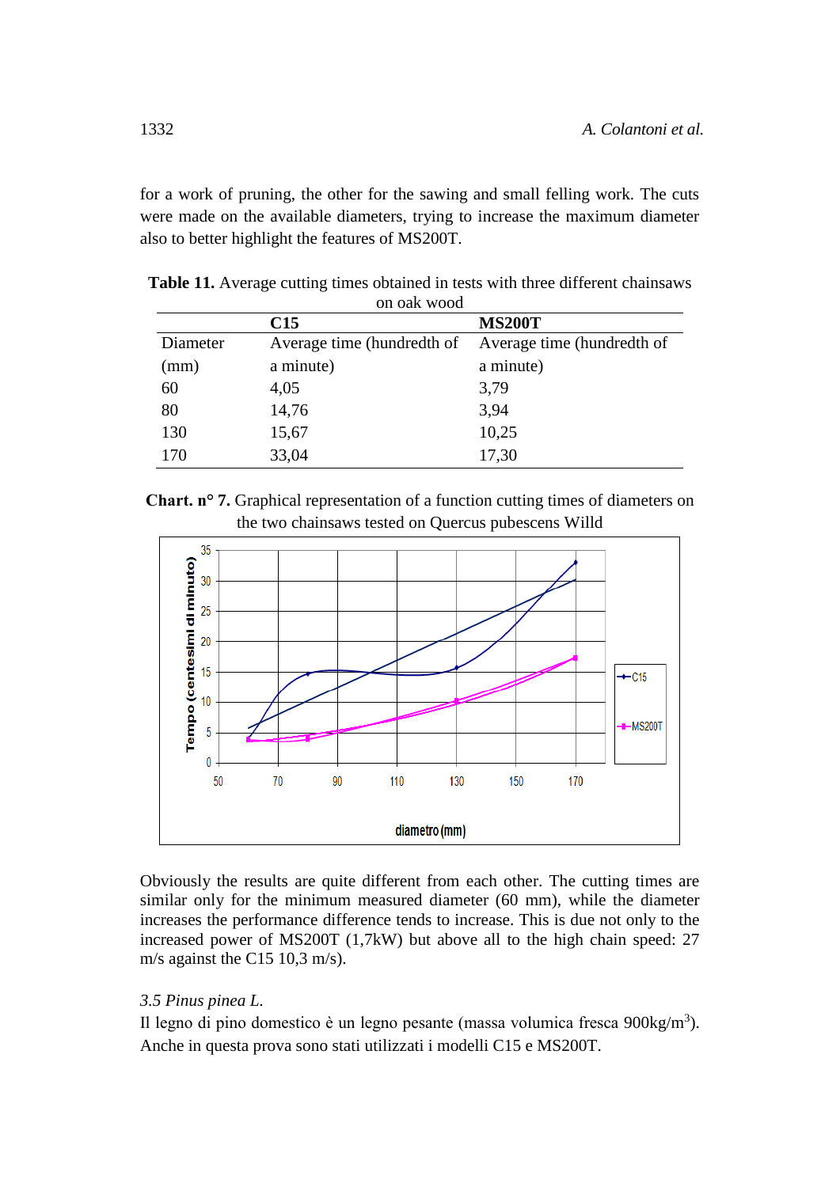for a work of pruning, the other for the sawing and small felling work. The cuts were made on the available diameters, trying to increase the maximum diameter also to better highlight the features of MS200T.

**Table 11.** Average cutting times obtained in tests with three different chainsaws on oak wood

| | C15 | MS200T |
|---|---|---|
| Diameter (mm) | Average time (hundredth of a minute) | Average time (hundredth of a minute) |
| 60 | 4,05 | 3,79 |
| 80 | 14,76 | 3,94 |
| 130 | 15,67 | 10,25 |
| 170 | 33,04 | 17,30 |

**Chart. n° 7.** Graphical representation of a function cutting times of diameters on the two chainsaws tested on Quercus pubescens Willd

Obviously the results are quite different from each other. The cutting times are similar only for the minimum measured diameter (60 mm), while the diameter increases the performance difference tends to increase. This is due not only to the increased power of MS200T (1,7kW) but above all to the high chain speed: 27 m/s against the C15 10,3 m/s).

### *3.5 Pinus pinea L.*

Il legno di pino domestico è un legno pesante (massa volumica fresca 900kg/$m^3$). Anche in questa prova sono stati utilizzati i modelli C15 e MS200T.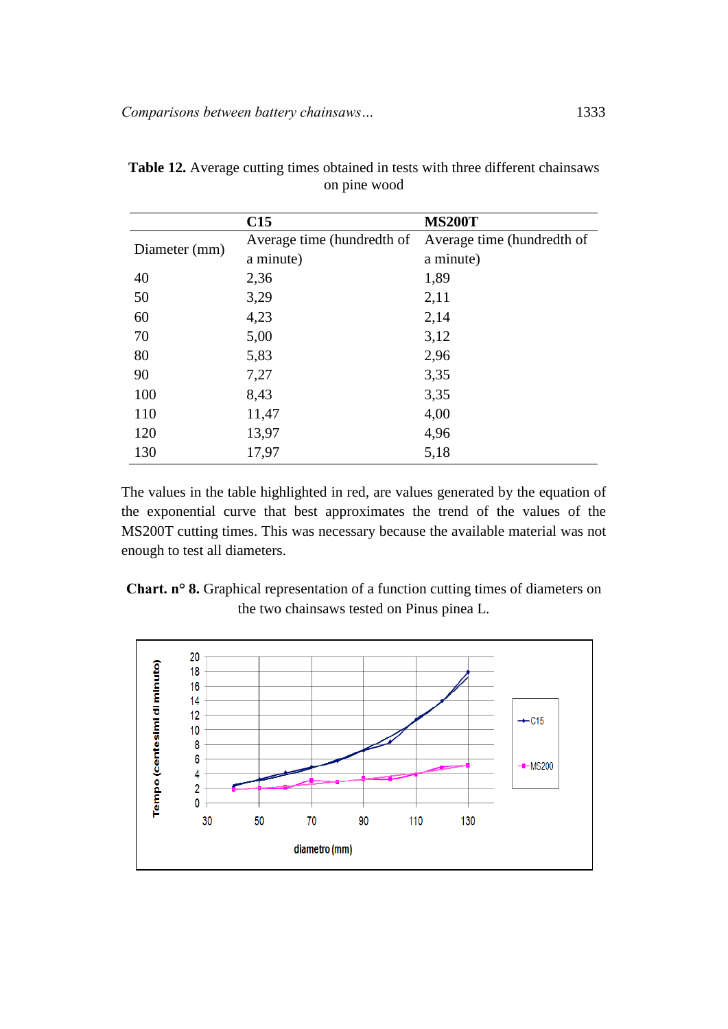**Table 12.** Average cutting times obtained in tests with three different chainsaws on pine wood

| Diameter (mm) | C15<br>Average time (hundredth of a minute) | MS200T<br>Average time (hundredth of a minute) |
|---|---|---|
| 40 | 2,36 | 1,89 |
| 50 | 3,29 | 2,11 |
| 60 | 4,23 | 2,14 |
| 70 | 5,00 | 3,12 |
| 80 | 5,83 | 2,96 |
| 90 | 7,27 | 3,35 |
| 100 | 8,43 | 3,35 |
| 110 | 11,47 | 4,00 |
| 120 | 13,97 | 4,96 |
| 130 | 17,97 | 5,18 |

The values in the table highlighted in red, are values generated by the equation of the exponential curve that best approximates the trend of the values of the MS200T cutting times. This was necessary because the available material was not enough to test all diameters.

**Chart. n° 8.** Graphical representation of a function cutting times of diameters on the two chainsaws tested on Pinus pinea L.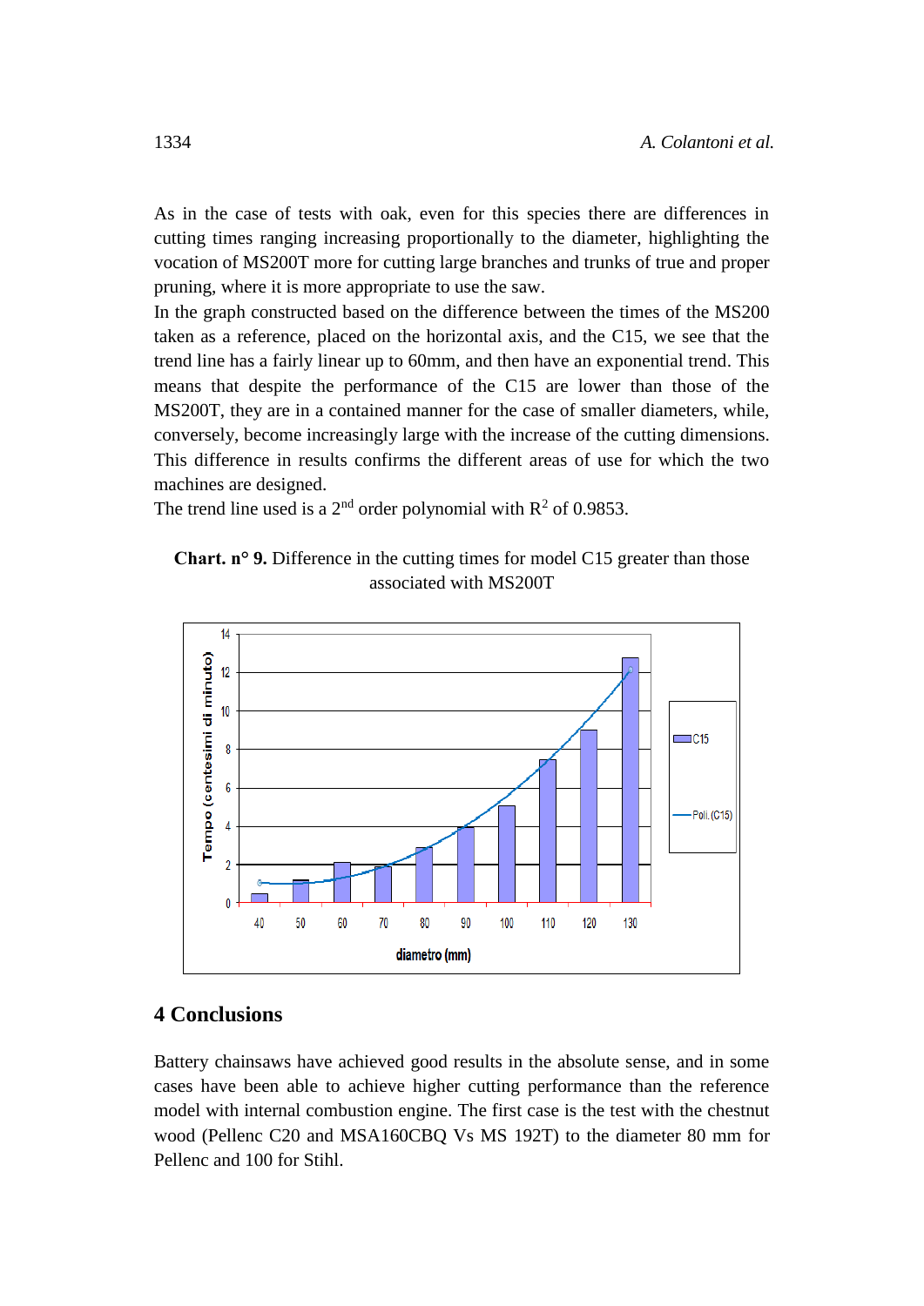As in the case of tests with oak, even for this species there are differences in cutting times ranging increasing proportionally to the diameter, highlighting the vocation of MS200T more for cutting large branches and trunks of true and proper pruning, where it is more appropriate to use the saw.

In the graph constructed based on the difference between the times of the MS200 taken as a reference, placed on the horizontal axis, and the C15, we see that the trend line has a fairly linear up to 60mm, and then have an exponential trend. This means that despite the performance of the C15 are lower than those of the MS200T, they are in a contained manner for the case of smaller diameters, while, conversely, become increasingly large with the increase of the cutting dimensions. This difference in results confirms the different areas of use for which the two machines are designed.

The trend line used is a 2[nd] order polynomial with $R^2$ of 0.9853.

**Chart. n° 9.** Difference in the cutting times for model C15 greater than those associated with MS200T

## 4 Conclusions

Battery chainsaws have achieved good results in the absolute sense, and in some cases have been able to achieve higher cutting performance than the reference model with internal combustion engine. The first case is the test with the chestnut wood (Pellenc C20 and MSA160CBQ Vs MS 192T) to the diameter 80 mm for Pellenc and 100 for Stihl.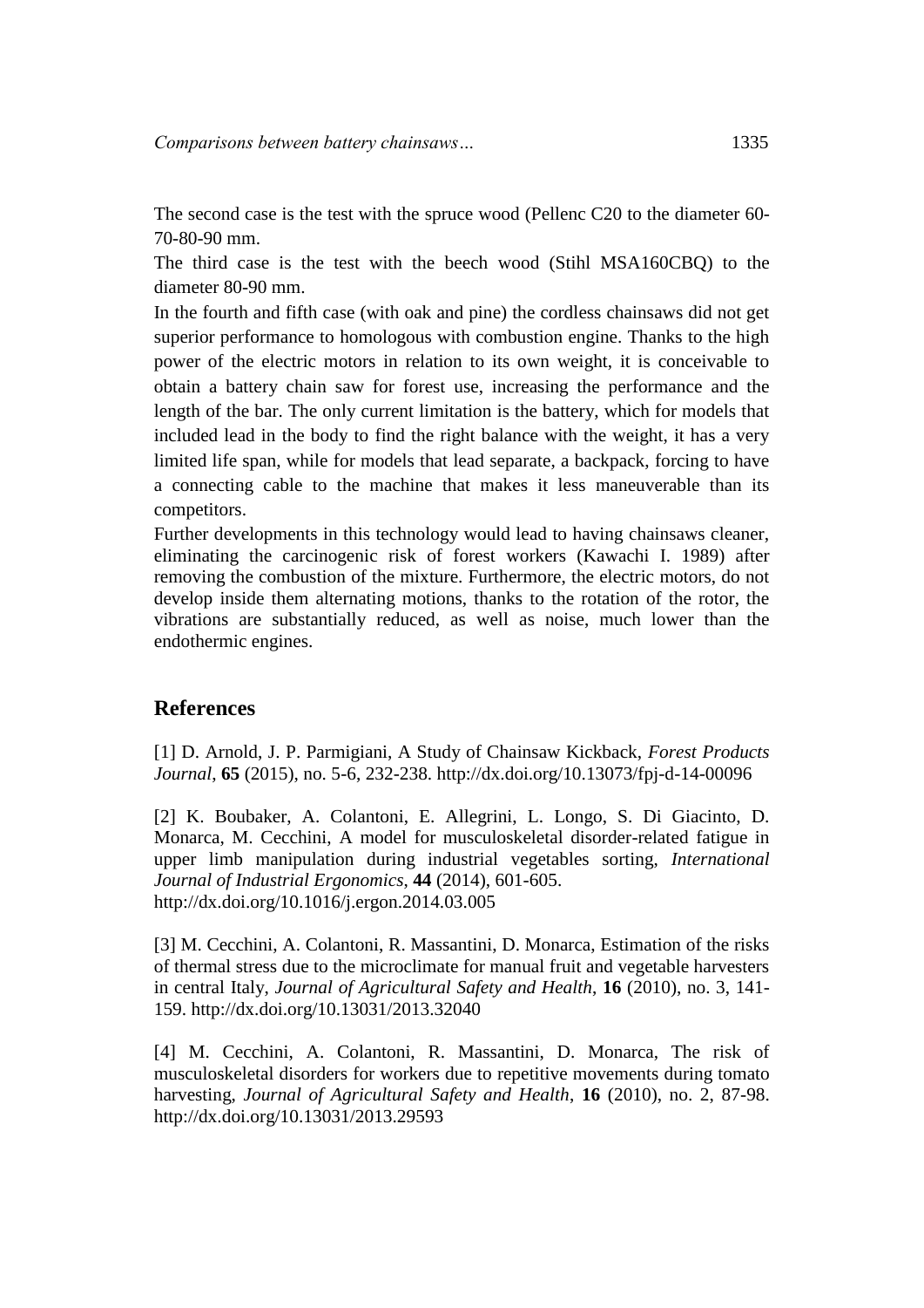The second case is the test with the spruce wood (Pellenc C20 to the diameter 60-70-80-90 mm.

The third case is the test with the beech wood (Stihl MSA160CBQ) to the diameter 80-90 mm.

In the fourth and fifth case (with oak and pine) the cordless chainsaws did not get superior performance to homologous with combustion engine. Thanks to the high power of the electric motors in relation to its own weight, it is conceivable to obtain a battery chain saw for forest use, increasing the performance and the length of the bar. The only current limitation is the battery, which for models that included lead in the body to find the right balance with the weight, it has a very limited life span, while for models that lead separate, a backpack, forcing to have a connecting cable to the machine that makes it less maneuverable than its competitors.

Further developments in this technology would lead to having chainsaws cleaner, eliminating the carcinogenic risk of forest workers (Kawachi I. 1989) after removing the combustion of the mixture. Furthermore, the electric motors, do not develop inside them alternating motions, thanks to the rotation of the rotor, the vibrations are substantially reduced, as well as noise, much lower than the endothermic engines.

## References

[1] D. Arnold, J. P. Parmigiani, A Study of Chainsaw Kickback, *Forest Products Journal*, **65** (2015), no. 5-6, 232-238. http://dx.doi.org/10.13073/fpj-d-14-00096

[2] K. Boubaker, A. Colantoni, E. Allegrini, L. Longo, S. Di Giacinto, D. Monarca, M. Cecchini, A model for musculoskeletal disorder-related fatigue in upper limb manipulation during industrial vegetables sorting, *International Journal of Industrial Ergonomics*, **44** (2014), 601-605. http://dx.doi.org/10.1016/j.ergon.2014.03.005

[3] M. Cecchini, A. Colantoni, R. Massantini, D. Monarca, Estimation of the risks of thermal stress due to the microclimate for manual fruit and vegetable harvesters in central Italy, *Journal of Agricultural Safety and Health*, **16** (2010), no. 3, 141-159. http://dx.doi.org/10.13031/2013.32040

[4] M. Cecchini, A. Colantoni, R. Massantini, D. Monarca, The risk of musculoskeletal disorders for workers due to repetitive movements during tomato harvesting, *Journal of Agricultural Safety and Health*, **16** (2010), no. 2, 87-98. http://dx.doi.org/10.13031/2013.29593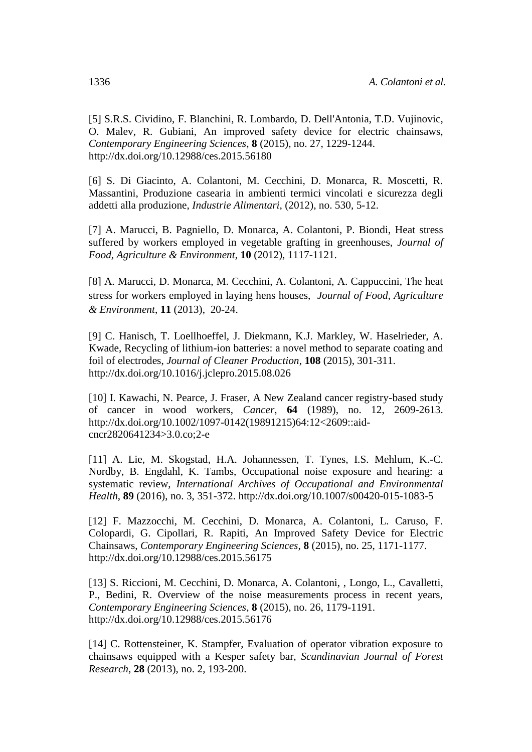[5] S.R.S. Cividino, F. Blanchini, R. Lombardo, D. Dell'Antonia, T.D. Vujinovic, O. Malev, R. Gubiani, An improved safety device for electric chainsaws, *Contemporary Engineering Sciences*, **8** (2015), no. 27, 1229-1244. http://dx.doi.org/10.12988/ces.2015.56180

[6] S. Di Giacinto, A. Colantoni, M. Cecchini, D. Monarca, R. Moscetti, R. Massantini, Produzione casearia in ambienti termici vincolati e sicurezza degli addetti alla produzione, *Industrie Alimentari*, (2012), no. 530, 5-12.

[7] A. Marucci, B. Pagniello, D. Monarca, A. Colantoni, P. Biondi, Heat stress suffered by workers employed in vegetable grafting in greenhouses, *Journal of Food, Agriculture & Environment*, **10** (2012), 1117-1121.

[8] A. Marucci, D. Monarca, M. Cecchini, A. Colantoni, A. Cappuccini, The heat stress for workers employed in laying hens houses, *Journal of Food, Agriculture & Environment*, **11** (2013), 20-24.

[9] C. Hanisch, T. Loellhoeffel, J. Diekmann, K.J. Markley, W. Haselrieder, A. Kwade, Recycling of lithium-ion batteries: a novel method to separate coating and foil of electrodes, *Journal of Cleaner Production*, **108** (2015), 301-311. http://dx.doi.org/10.1016/j.jclepro.2015.08.026

[10] I. Kawachi, N. Pearce, J. Fraser, A New Zealand cancer registry-based study of cancer in wood workers, *Cancer*, **64** (1989), no. 12, 2609-2613. http://dx.doi.org/10.1002/1097-0142(19891215)64:12<2609::aid-cncr2820641234>3.0.co;2-e

[11] A. Lie, M. Skogstad, H.A. Johannessen, T. Tynes, I.S. Mehlum, K.-C. Nordby, B. Engdahl, K. Tambs, Occupational noise exposure and hearing: a systematic review, *International Archives of Occupational and Environmental Health*, **89** (2016), no. 3, 351-372. http://dx.doi.org/10.1007/s00420-015-1083-5

[12] F. Mazzocchi, M. Cecchini, D. Monarca, A. Colantoni, L. Caruso, F. Colopardi, G. Cipollari, R. Rapiti, An Improved Safety Device for Electric Chainsaws, *Contemporary Engineering Sciences*, **8** (2015), no. 25, 1171-1177. http://dx.doi.org/10.12988/ces.2015.56175

[13] S. Riccioni, M. Cecchini, D. Monarca, A. Colantoni, , Longo, L., Cavalletti, P., Bedini, R. Overview of the noise measurements process in recent years, *Contemporary Engineering Sciences*, **8** (2015), no. 26, 1179-1191. http://dx.doi.org/10.12988/ces.2015.56176

[14] C. Rottensteiner, K. Stampfer, Evaluation of operator vibration exposure to chainsaws equipped with a Kesper safety bar, *Scandinavian Journal of Forest Research*, **28** (2013), no. 2, 193-200.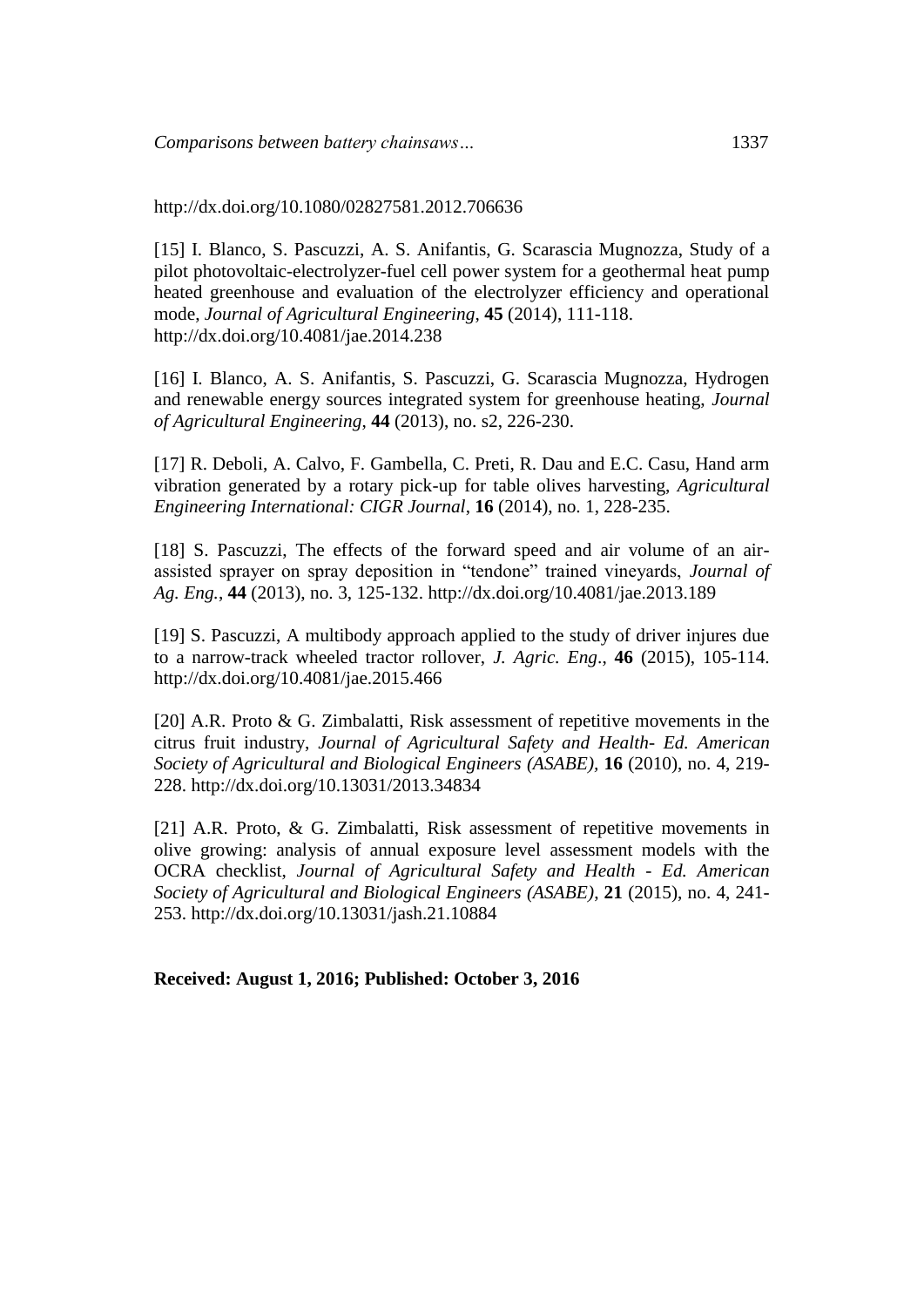http://dx.doi.org/10.1080/02827581.2012.706636

[15] I. Blanco, S. Pascuzzi, A. S. Anifantis, G. Scarascia Mugnozza, Study of a pilot photovoltaic-electrolyzer-fuel cell power system for a geothermal heat pump heated greenhouse and evaluation of the electrolyzer efficiency and operational mode, *Journal of Agricultural Engineering*, **45** (2014), 111-118. http://dx.doi.org/10.4081/jae.2014.238

[16] I. Blanco, A. S. Anifantis, S. Pascuzzi, G. Scarascia Mugnozza, Hydrogen and renewable energy sources integrated system for greenhouse heating, *Journal of Agricultural Engineering*, **44** (2013), no. s2, 226-230.

[17] R. Deboli, A. Calvo, F. Gambella, C. Preti, R. Dau and E.C. Casu, Hand arm vibration generated by a rotary pick-up for table olives harvesting, *Agricultural Engineering International: CIGR Journal*, **16** (2014), no. 1, 228-235.

[18] S. Pascuzzi, The effects of the forward speed and air volume of an air-assisted sprayer on spray deposition in "tendone" trained vineyards, *Journal of Ag. Eng.*, **44** (2013), no. 3, 125-132. http://dx.doi.org/10.4081/jae.2013.189

[19] S. Pascuzzi, A multibody approach applied to the study of driver injures due to a narrow-track wheeled tractor rollover, *J. Agric. Eng*., **46** (2015), 105-114. http://dx.doi.org/10.4081/jae.2015.466

[20] A.R. Proto & G. Zimbalatti, Risk assessment of repetitive movements in the citrus fruit industry, *Journal of Agricultural Safety and Health- Ed. American Society of Agricultural and Biological Engineers (ASABE)*, **16** (2010), no. 4, 219-228. http://dx.doi.org/10.13031/2013.34834

[21] A.R. Proto, & G. Zimbalatti, Risk assessment of repetitive movements in olive growing: analysis of annual exposure level assessment models with the OCRA checklist, *Journal of Agricultural Safety and Health - Ed. American Society of Agricultural and Biological Engineers (ASABE)*, **21** (2015), no. 4, 241-253. http://dx.doi.org/10.13031/jash.21.10884

**Received: August 1, 2016; Published: October 3, 2016**